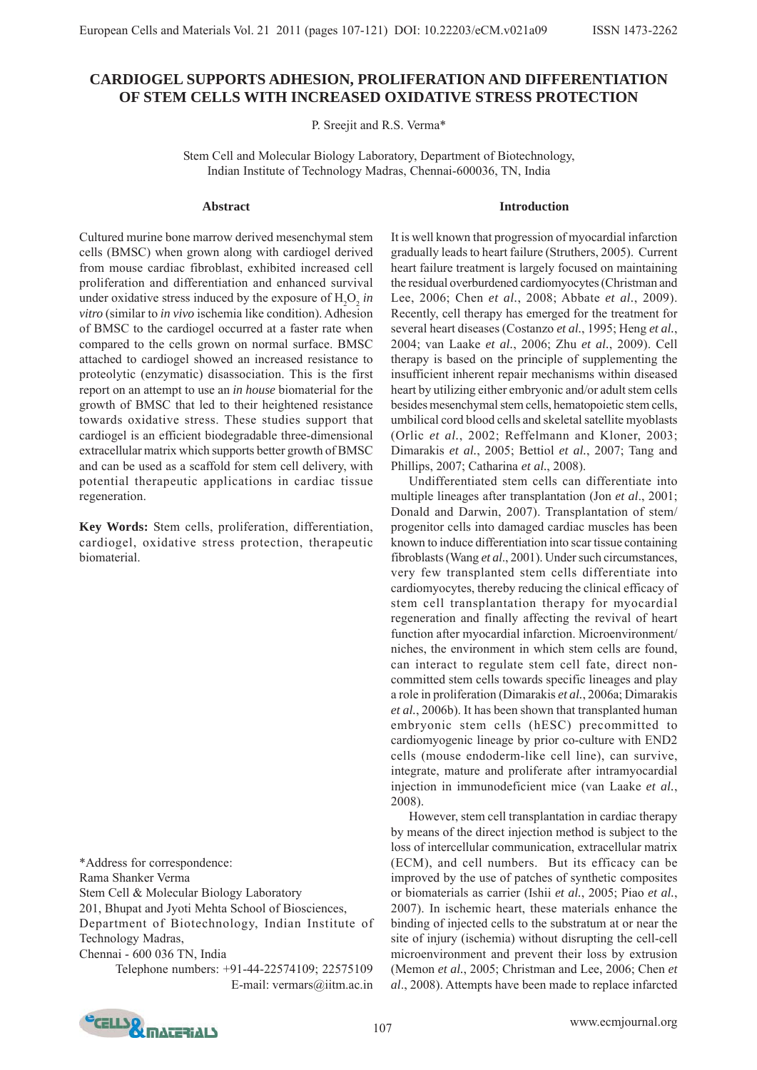# CARDIOGEL SUPPORTS ADHESION, PROLIFERATION AND DIFFERENTIATION OF STEM CELLS WITH INCREASED OXIDATIVE STRESS PROTECTION

P. Sreejit and R.S. Verma*

Stem Cell and Molecular Biology Laboratory, Department of Biotechnology, Indian Institute of Technology Madras, Chennai-600036, TN, India

## Abstract

Cultured murine bone marrow derived mesenchymal stem cells (BMSC) when grown along with cardiogel derived from mouse cardiac fibroblast, exhibited increased cell proliferation and differentiation and enhanced survival under oxidative stress induced by the exposure of $H_2O_2$ *in vitro* (similar to *in vivo* ischemia like condition). Adhesion of BMSC to the cardiogel occurred at a faster rate when compared to the cells grown on normal surface. BMSC attached to cardiogel showed an increased resistance to proteolytic (enzymatic) disassociation. This is the first report on an attempt to use an *in house* biomaterial for the growth of BMSC that led to their heightened resistance towards oxidative stress. These studies support that cardiogel is an efficient biodegradable three-dimensional extracellular matrix which supports better growth of BMSC and can be used as a scaffold for stem cell delivery, with potential therapeutic applications in cardiac tissue regeneration.

**Key Words:** Stem cells, proliferation, differentiation, cardiogel, oxidative stress protection, therapeutic biomaterial.

*Address for correspondence:
Rama Shanker Verma
Stem Cell & Molecular Biology Laboratory
201, Bhupat and Jyoti Mehta School of Biosciences,
Department of Biotechnology, Indian Institute of Technology Madras,
Chennai - 600 036 TN, India
Telephone numbers: +91-44-22574109; 22575109
E-mail: vermars@iitm.ac.in

## Introduction

It is well known that progression of myocardial infarction gradually leads to heart failure (Struthers, 2005). Current heart failure treatment is largely focused on maintaining the residual overburdened cardiomyocytes (Christman and Lee, 2006; Chen *et al.*, 2008; Abbate *et al.*, 2009). Recently, cell therapy has emerged for the treatment for several heart diseases (Costanzo *et al.*, 1995; Heng *et al.*, 2004; van Laake *et al.*, 2006; Zhu *et al.*, 2009). Cell therapy is based on the principle of supplementing the insufficient inherent repair mechanisms within diseased heart by utilizing either embryonic and/or adult stem cells besides mesenchymal stem cells, hematopoietic stem cells, umbilical cord blood cells and skeletal satellite myoblasts (Orlic *et al.*, 2002; Reffelmann and Kloner, 2003; Dimarakis *et al.*, 2005; Bettiol *et al.*, 2007; Tang and Phillips, 2007; Catharina *et al.*, 2008).

Undifferentiated stem cells can differentiate into multiple lineages after transplantation (Jon *et al.*, 2001; Donald and Darwin, 2007). Transplantation of stem/progenitor cells into damaged cardiac muscles has been known to induce differentiation into scar tissue containing fibroblasts (Wang *et al.*, 2001). Under such circumstances, very few transplanted stem cells differentiate into cardiomyocytes, thereby reducing the clinical efficacy of stem cell transplantation therapy for myocardial regeneration and finally affecting the revival of heart function after myocardial infarction. Microenvironment/niches, the environment in which stem cells are found, can interact to regulate stem cell fate, direct non-committed stem cells towards specific lineages and play a role in proliferation (Dimarakis *et al.*, 2006a; Dimarakis *et al.*, 2006b). It has been shown that transplanted human embryonic stem cells (hESC) precommitted to cardiomyogenic lineage by prior co-culture with END2 cells (mouse endoderm-like cell line), can survive, integrate, mature and proliferate after intramyocardial injection in immunodeficient mice (van Laake *et al.*, 2008).

However, stem cell transplantation in cardiac therapy by means of the direct injection method is subject to the loss of intercellular communication, extracellular matrix (ECM), and cell numbers. But its efficacy can be improved by the use of patches of synthetic composites or biomaterials as carrier (Ishii *et al.*, 2005; Piao *et al.*, 2007). In ischemic heart, these materials enhance the binding of injected cells to the substratum at or near the site of injury (ischemia) without disrupting the cell-cell microenvironment and prevent their loss by extrusion (Memon *et al.*, 2005; Christman and Lee, 2006; Chen *et al*., 2008). Attempts have been made to replace infarcted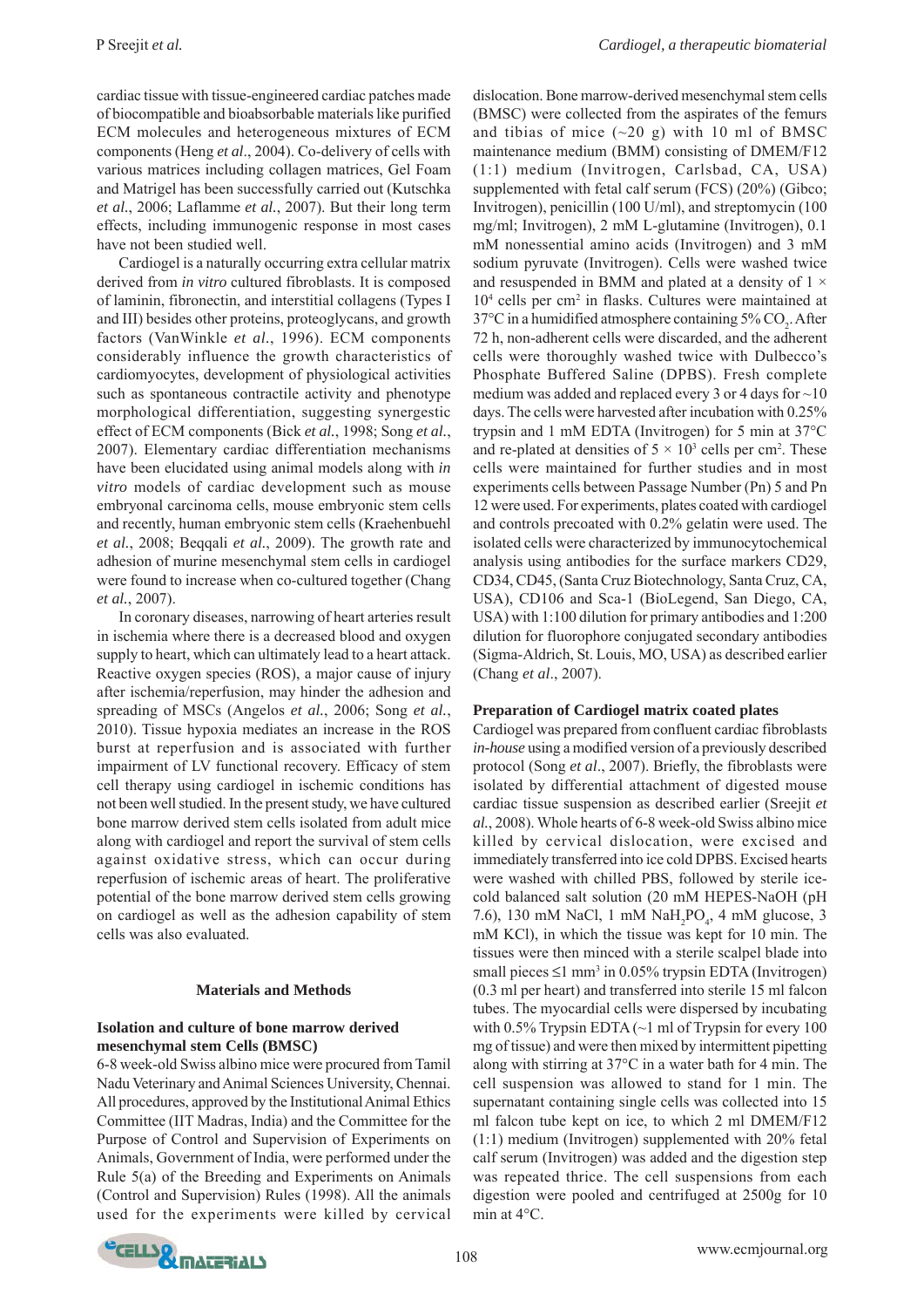cardiac tissue with tissue-engineered cardiac patches made of biocompatible and bioabsorbable materials like purified ECM molecules and heterogeneous mixtures of ECM components (Heng *et al*., 2004). Co-delivery of cells with various matrices including collagen matrices, Gel Foam and Matrigel has been successfully carried out (Kutschka *et al.*, 2006; Laflamme *et al.*, 2007). But their long term effects, including immunogenic response in most cases have not been studied well.

Cardiogel is a naturally occurring extra cellular matrix derived from *in vitro* cultured fibroblasts. It is composed of laminin, fibronectin, and interstitial collagens (Types I and III) besides other proteins, proteoglycans, and growth factors (VanWinkle *et al.*, 1996). ECM components considerably influence the growth characteristics of cardiomyocytes, development of physiological activities such as spontaneous contractile activity and phenotype morphological differentiation, suggesting synergestic effect of ECM components (Bick *et al.*, 1998; Song *et al.*, 2007). Elementary cardiac differentiation mechanisms have been elucidated using animal models along with *in vitro* models of cardiac development such as mouse embryonal carcinoma cells, mouse embryonic stem cells and recently, human embryonic stem cells (Kraehenbuehl *et al.*, 2008; Beqqali *et al.*, 2009). The growth rate and adhesion of murine mesenchymal stem cells in cardiogel were found to increase when co-cultured together (Chang *et al.*, 2007).

In coronary diseases, narrowing of heart arteries result in ischemia where there is a decreased blood and oxygen supply to heart, which can ultimately lead to a heart attack. Reactive oxygen species (ROS), a major cause of injury after ischemia/reperfusion, may hinder the adhesion and spreading of MSCs (Angelos *et al.*, 2006; Song *et al.*, 2010). Tissue hypoxia mediates an increase in the ROS burst at reperfusion and is associated with further impairment of LV functional recovery. Efficacy of stem cell therapy using cardiogel in ischemic conditions has not been well studied. In the present study, we have cultured bone marrow derived stem cells isolated from adult mice along with cardiogel and report the survival of stem cells against oxidative stress, which can occur during reperfusion of ischemic areas of heart. The proliferative potential of the bone marrow derived stem cells growing on cardiogel as well as the adhesion capability of stem cells was also evaluated.

## Materials and Methods

### Isolation and culture of bone marrow derived mesenchymal stem Cells (BMSC)

6-8 week-old Swiss albino mice were procured from Tamil Nadu Veterinary and Animal Sciences University, Chennai. All procedures, approved by the Institutional Animal Ethics Committee (IIT Madras, India) and the Committee for the Purpose of Control and Supervision of Experiments on Animals, Government of India, were performed under the Rule 5(a) of the Breeding and Experiments on Animals (Control and Supervision) Rules (1998). All the animals used for the experiments were killed by cervical dislocation. Bone marrow-derived mesenchymal stem cells (BMSC) were collected from the aspirates of the femurs and tibias of mice (~20 g) with 10 ml of BMSC maintenance medium (BMM) consisting of DMEM/F12 (1:1) medium (Invitrogen, Carlsbad, CA, USA) supplemented with fetal calf serum (FCS) (20%) (Gibco; Invitrogen), penicillin (100 U/ml), and streptomycin (100 mg/ml; Invitrogen), 2 mM L-glutamine (Invitrogen), 0.1 mM nonessential amino acids (Invitrogen) and 3 mM sodium pyruvate (Invitrogen). Cells were washed twice and resuspended in BMM and plated at a density of $1 \times 10^4$ cells per $cm^2$ in flasks. Cultures were maintained at 37°C in a humidified atmosphere containing 5% $CO_2$. After 72 h, non-adherent cells were discarded, and the adherent cells were thoroughly washed twice with Dulbecco's Phosphate Buffered Saline (DPBS). Fresh complete medium was added and replaced every 3 or 4 days for ~10 days. The cells were harvested after incubation with 0.25% trypsin and 1 mM EDTA (Invitrogen) for 5 min at 37°C and re-plated at densities of $5 \times 10^3$ cells per $cm^2$. These cells were maintained for further studies and in most experiments cells between Passage Number (Pn) 5 and Pn 12 were used. For experiments, plates coated with cardiogel and controls precoated with 0.2% gelatin were used. The isolated cells were characterized by immunocytochemical analysis using antibodies for the surface markers CD29, CD34, CD45, (Santa Cruz Biotechnology, Santa Cruz, CA, USA), CD106 and Sca-1 (BioLegend, San Diego, CA, USA) with 1:100 dilution for primary antibodies and 1:200 dilution for fluorophore conjugated secondary antibodies (Sigma-Aldrich, St. Louis, MO, USA) as described earlier (Chang *et al*., 2007).

### Preparation of Cardiogel matrix coated plates

Cardiogel was prepared from confluent cardiac fibroblasts *in-house* using a modified version of a previously described protocol (Song *et al*., 2007). Briefly, the fibroblasts were isolated by differential attachment of digested mouse cardiac tissue suspension as described earlier (Sreejit *et al.*, 2008). Whole hearts of 6-8 week-old Swiss albino mice killed by cervical dislocation, were excised and immediately transferred into ice cold DPBS. Excised hearts were washed with chilled PBS, followed by sterile ice-cold balanced salt solution (20 mM HEPES-NaOH (pH 7.6), 130 mM NaCl, 1 mM $NaH_2PO_4$, 4 mM glucose, 3 mM KCl), in which the tissue was kept for 10 min. The tissues were then minced with a sterile scalpel blade into small pieces ≤1 $mm^3$ in 0.05% trypsin EDTA (Invitrogen) (0.3 ml per heart) and transferred into sterile 15 ml falcon tubes. The myocardial cells were dispersed by incubating with 0.5% Trypsin EDTA (~1 ml of Trypsin for every 100 mg of tissue) and were then mixed by intermittent pipetting along with stirring at 37°C in a water bath for 4 min. The cell suspension was allowed to stand for 1 min. The supernatant containing single cells was collected into 15 ml falcon tube kept on ice, to which 2 ml DMEM/F12 (1:1) medium (Invitrogen) supplemented with 20% fetal calf serum (Invitrogen) was added and the digestion step was repeated thrice. The cell suspensions from each digestion were pooled and centrifuged at 2500g for 10 min at 4°C.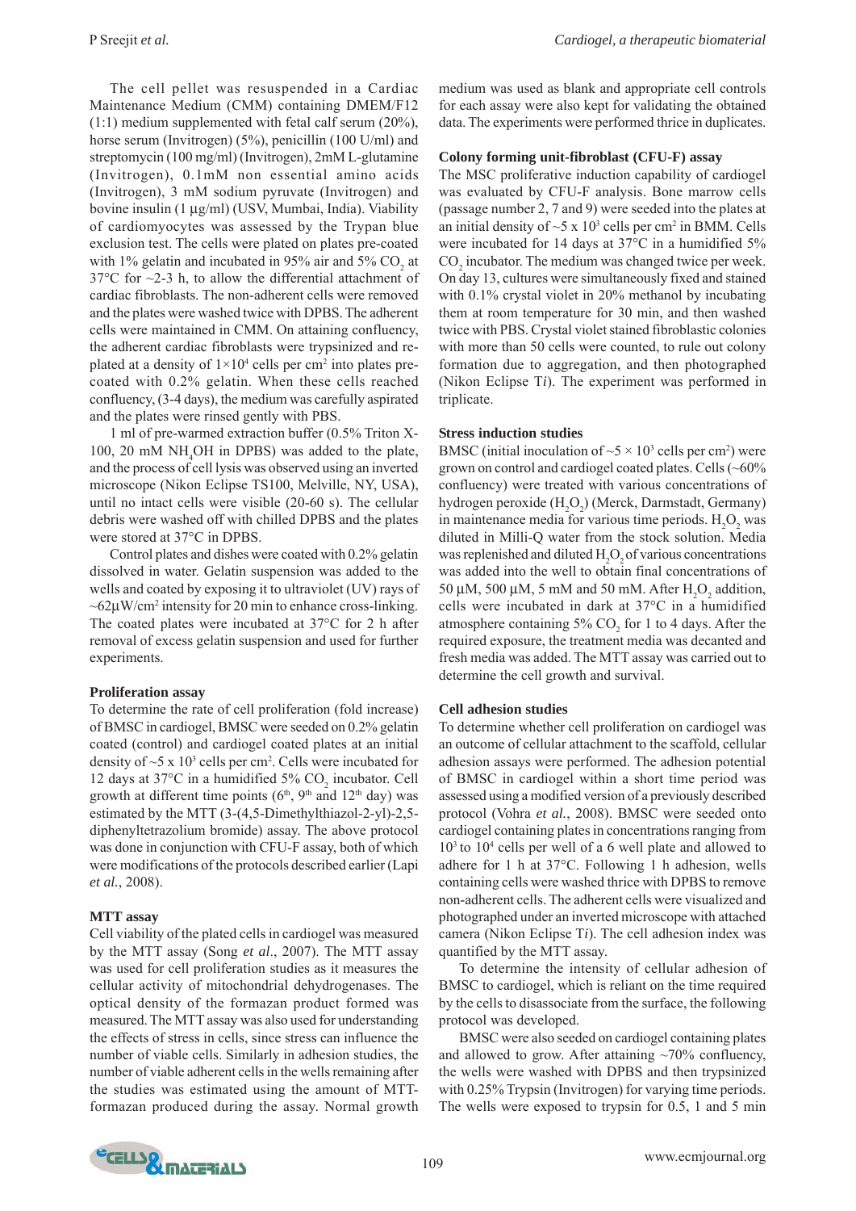The cell pellet was resuspended in a Cardiac Maintenance Medium (CMM) containing DMEM/F12 (1:1) medium supplemented with fetal calf serum (20%), horse serum (Invitrogen) (5%), penicillin (100 U/ml) and streptomycin (100 mg/ml) (Invitrogen), 2mM L-glutamine (Invitrogen), 0.1mM non essential amino acids (Invitrogen), 3 mM sodium pyruvate (Invitrogen) and bovine insulin (1 µg/ml) (USV, Mumbai, India). Viability of cardiomyocytes was assessed by the Trypan blue exclusion test. The cells were plated on plates pre-coated with 1% gelatin and incubated in 95% air and 5% $CO_2$ at 37°C for ~2-3 h, to allow the differential attachment of cardiac fibroblasts. The non-adherent cells were removed and the plates were washed twice with DPBS. The adherent cells were maintained in CMM. On attaining confluency, the adherent cardiac fibroblasts were trypsinized and re-plated at a density of $1 \times 10^4$ cells per $cm^2$ into plates pre-coated with 0.2% gelatin. When these cells reached confluency, (3-4 days), the medium was carefully aspirated and the plates were rinsed gently with PBS.

1 ml of pre-warmed extraction buffer (0.5% Triton X-100, 20 mM $NH_4OH$ in DPBS) was added to the plate, and the process of cell lysis was observed using an inverted microscope (Nikon Eclipse TS100, Melville, NY, USA), until no intact cells were visible (20-60 s). The cellular debris were washed off with chilled DPBS and the plates were stored at 37°C in DPBS.

Control plates and dishes were coated with 0.2% gelatin dissolved in water. Gelatin suspension was added to the wells and coated by exposing it to ultraviolet (UV) rays of ~62µW/$cm^2$ intensity for 20 min to enhance cross-linking. The coated plates were incubated at 37°C for 2 h after removal of excess gelatin suspension and used for further experiments.

**Proliferation assay**

To determine the rate of cell proliferation (fold increase) of BMSC in cardiogel, BMSC were seeded on 0.2% gelatin coated (control) and cardiogel coated plates at an initial density of ~5 x $10^3$ cells per $cm^2$. Cells were incubated for 12 days at 37°C in a humidified 5% $CO_2$ incubator. Cell growth at different time points (6th, 9th and 12th day) was estimated by the MTT (3-(4,5-Dimethylthiazol-2-yl)-2,5-diphenyltetrazolium bromide) assay. The above protocol was done in conjunction with CFU-F assay, both of which were modifications of the protocols described earlier (Lapi *et al.*, 2008).

**MTT assay**

Cell viability of the plated cells in cardiogel was measured by the MTT assay (Song *et al*., 2007). The MTT assay was used for cell proliferation studies as it measures the cellular activity of mitochondrial dehydrogenases. The optical density of the formazan product formed was measured. The MTT assay was also used for understanding the effects of stress in cells, since stress can influence the number of viable cells. Similarly in adhesion studies, the number of viable adherent cells in the wells remaining after the studies was estimated using the amount of MTT-formazan produced during the assay. Normal growth medium was used as blank and appropriate cell controls for each assay were also kept for validating the obtained data. The experiments were performed thrice in duplicates.

**Colony forming unit-fibroblast (CFU-F) assay**

The MSC proliferative induction capability of cardiogel was evaluated by CFU-F analysis. Bone marrow cells (passage number 2, 7 and 9) were seeded into the plates at an initial density of ~5 x $10^3$ cells per $cm^2$ in BMM. Cells were incubated for 14 days at 37°C in a humidified 5% $CO_2$ incubator. The medium was changed twice per week. On day 13, cultures were simultaneously fixed and stained with 0.1% crystal violet in 20% methanol by incubating them at room temperature for 30 min, and then washed twice with PBS. Crystal violet stained fibroblastic colonies with more than 50 cells were counted, to rule out colony formation due to aggregation, and then photographed (Nikon Eclipse T*i*). The experiment was performed in triplicate.

**Stress induction studies**

BMSC (initial inoculation of ~5 × $10^3$ cells per $cm^2$) were grown on control and cardiogel coated plates. Cells (~60% confluency) were treated with various concentrations of hydrogen peroxide ($H_2O_2$) (Merck, Darmstadt, Germany) in maintenance media for various time periods. $H_2O_2$ was diluted in Milli-Q water from the stock solution. Media was replenished and diluted $H_2O_2$ of various concentrations was added into the well to obtain final concentrations of 50 µM, 500 µM, 5 mM and 50 mM. After $H_2O_2$ addition, cells were incubated in dark at 37°C in a humidified atmosphere containing 5% $CO_2$ for 1 to 4 days. After the required exposure, the treatment media was decanted and fresh media was added. The MTT assay was carried out to determine the cell growth and survival.

**Cell adhesion studies**

To determine whether cell proliferation on cardiogel was an outcome of cellular attachment to the scaffold, cellular adhesion assays were performed. The adhesion potential of BMSC in cardiogel within a short time period was assessed using a modified version of a previously described protocol (Vohra *et al.*, 2008). BMSC were seeded onto cardiogel containing plates in concentrations ranging from $10^3$ to $10^4$ cells per well of a 6 well plate and allowed to adhere for 1 h at 37°C. Following 1 h adhesion, wells containing cells were washed thrice with DPBS to remove non-adherent cells. The adherent cells were visualized and photographed under an inverted microscope with attached camera (Nikon Eclipse T*i*). The cell adhesion index was quantified by the MTT assay.

To determine the intensity of cellular adhesion of BMSC to cardiogel, which is reliant on the time required by the cells to disassociate from the surface, the following protocol was developed.

BMSC were also seeded on cardiogel containing plates and allowed to grow. After attaining ~70% confluency, the wells were washed with DPBS and then trypsinized with 0.25% Trypsin (Invitrogen) for varying time periods. The wells were exposed to trypsin for 0.5, 1 and 5 min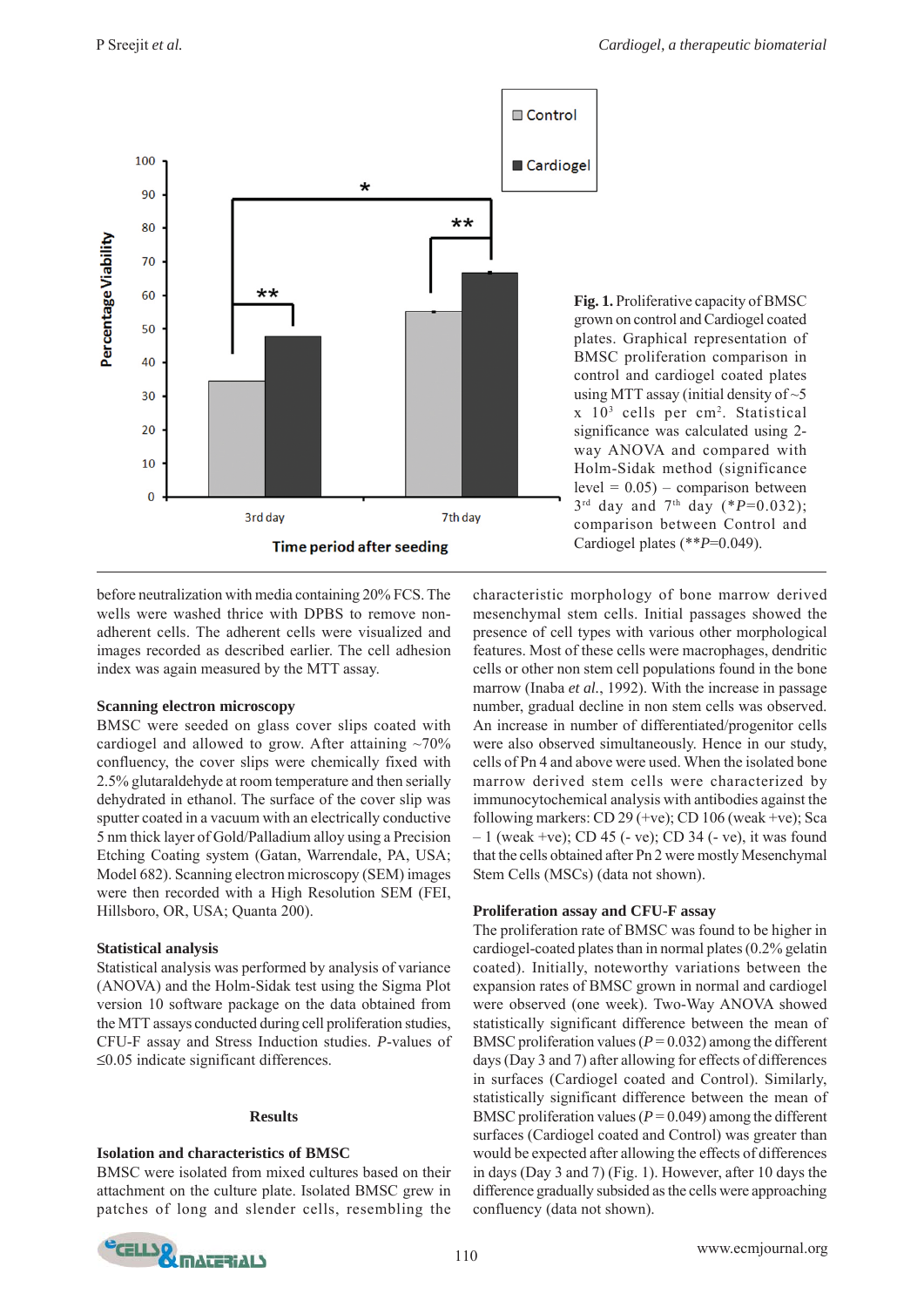**Fig. 1.** Proliferative capacity of BMSC grown on control and Cardiogel coated plates. Graphical representation of BMSC proliferation comparison in control and cardiogel coated plates using MTT assay (initial density of ~5 x $10^3$ cells per $cm^2$. Statistical significance was calculated using 2-way ANOVA and compared with Holm-Sidak method (significance level = 0.05) – comparison between $3^{rd}$ day and $7^{th}$ day (\**P*=0.032); comparison between Control and Cardiogel plates (\*\**P*=0.049).

before neutralization with media containing 20% FCS. The wells were washed thrice with DPBS to remove non-adherent cells. The adherent cells were visualized and images recorded as described earlier. The cell adhesion index was again measured by the MTT assay.

### Scanning electron microscopy

BMSC were seeded on glass cover slips coated with cardiogel and allowed to grow. After attaining ~70% confluency, the cover slips were chemically fixed with 2.5% glutaraldehyde at room temperature and then serially dehydrated in ethanol. The surface of the cover slip was sputter coated in a vacuum with an electrically conductive 5 nm thick layer of Gold/Palladium alloy using a Precision Etching Coating system (Gatan, Warrendale, PA, USA; Model 682). Scanning electron microscopy (SEM) images were then recorded with a High Resolution SEM (FEI, Hillsboro, OR, USA; Quanta 200).

### Statistical analysis

Statistical analysis was performed by analysis of variance (ANOVA) and the Holm-Sidak test using the Sigma Plot version 10 software package on the data obtained from the MTT assays conducted during cell proliferation studies, CFU-F assay and Stress Induction studies. *P*-values of ≤0.05 indicate significant differences.

## Results

### Isolation and characteristics of BMSC

BMSC were isolated from mixed cultures based on their attachment on the culture plate. Isolated BMSC grew in patches of long and slender cells, resembling the characteristic morphology of bone marrow derived mesenchymal stem cells. Initial passages showed the presence of cell types with various other morphological features. Most of these cells were macrophages, dendritic cells or other non stem cell populations found in the bone marrow (Inaba *et al.*, 1992). With the increase in passage number, gradual decline in non stem cells was observed. An increase in number of differentiated/progenitor cells were also observed simultaneously. Hence in our study, cells of Pn 4 and above were used. When the isolated bone marrow derived stem cells were characterized by immunocytochemical analysis with antibodies against the following markers: CD 29 (+ve); CD 106 (weak +ve); Sca – 1 (weak +ve); CD 45 (- ve); CD 34 (- ve), it was found that the cells obtained after Pn 2 were mostly Mesenchymal Stem Cells (MSCs) (data not shown).

### Proliferation assay and CFU-F assay

The proliferation rate of BMSC was found to be higher in cardiogel-coated plates than in normal plates (0.2% gelatin coated). Initially, noteworthy variations between the expansion rates of BMSC grown in normal and cardiogel were observed (one week). Two-Way ANOVA showed statistically significant difference between the mean of BMSC proliferation values ($P = 0.032$) among the different days (Day 3 and 7) after allowing for effects of differences in surfaces (Cardiogel coated and Control). Similarly, statistically significant difference between the mean of BMSC proliferation values ($P = 0.049$) among the different surfaces (Cardiogel coated and Control) was greater than would be expected after allowing the effects of differences in days (Day 3 and 7) (Fig. 1). However, after 10 days the difference gradually subsided as the cells were approaching confluency (data not shown).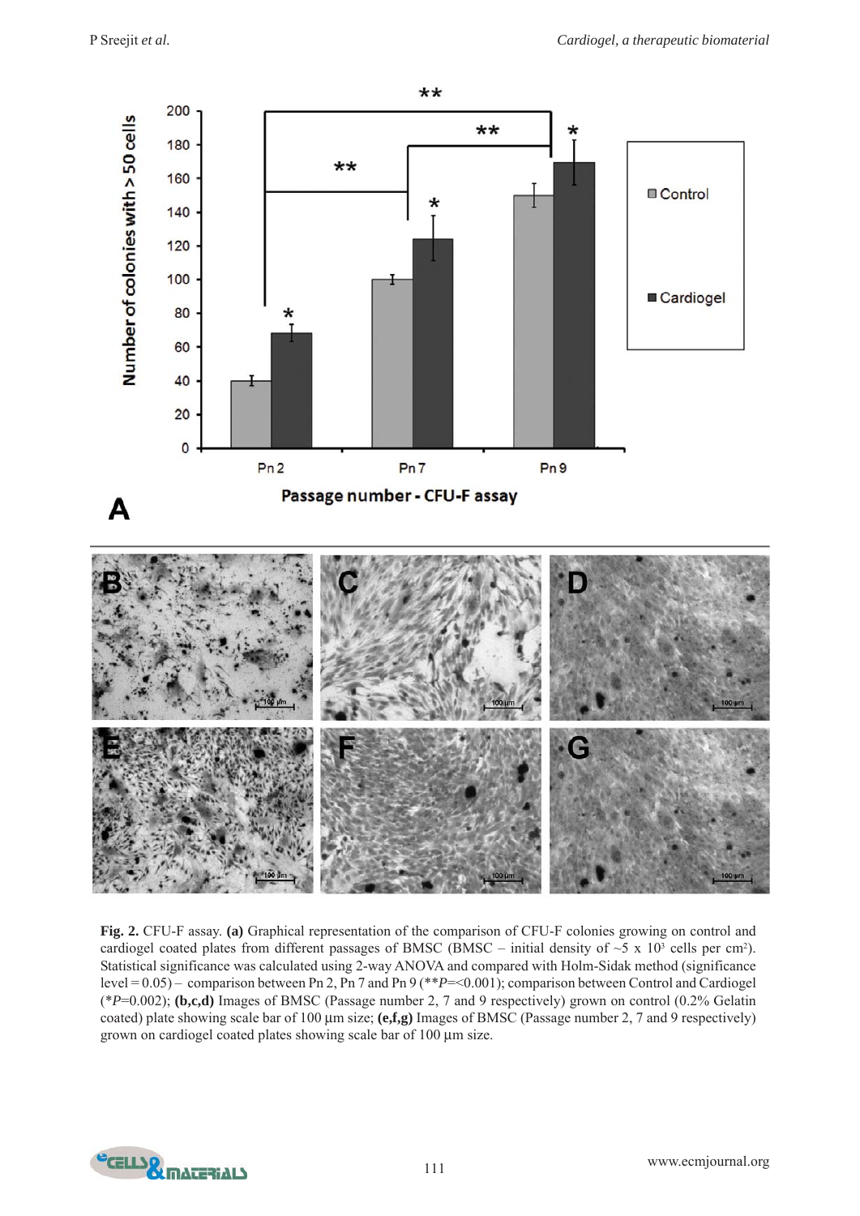**Fig. 2.** CFU-F assay. **(a)** Graphical representation of the comparison of CFU-F colonies growing on control and cardiogel coated plates from different passages of BMSC (BMSC – initial density of ~5 x $10^3$ cells per $cm^2$). Statistical significance was calculated using 2-way ANOVA and compared with Holm-Sidak method (significance level = 0.05) – comparison between Pn 2, Pn 7 and Pn 9 (***P*=<0.001); comparison between Control and Cardiogel (**P*=0.002); **(b,c,d)** Images of BMSC (Passage number 2, 7 and 9 respectively) grown on control (0.2% Gelatin coated) plate showing scale bar of 100 µm size; **(e,f,g)** Images of BMSC (Passage number 2, 7 and 9 respectively) grown on cardiogel coated plates showing scale bar of 100 µm size.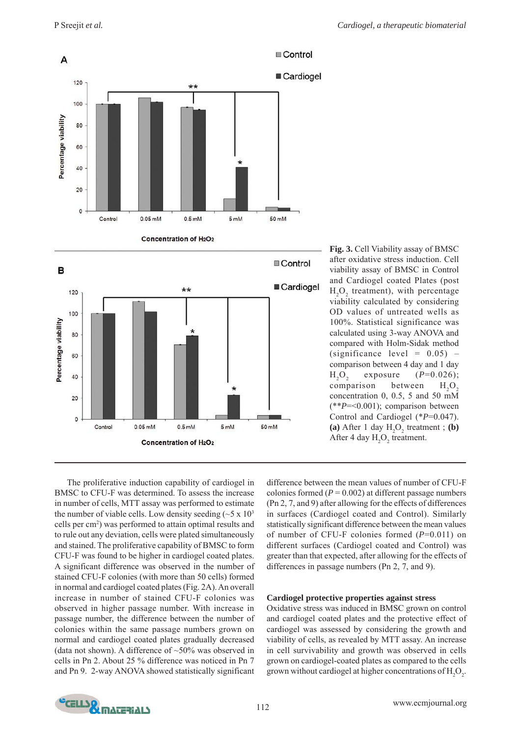**Fig. 3.** Cell Viability assay of BMSC after oxidative stress induction. Cell viability assay of BMSC in Control and Cardiogel coated Plates (post $H_2O_2$ treatment), with percentage viability calculated by considering OD values of untreated wells as 100%. Statistical significance was calculated using 3-way ANOVA and compared with Holm-Sidak method (significance level = 0.05) – comparison between 4 day and 1 day $H_2O_2$ exposure ($P$=0.026); comparison between $H_2O_2$ concentration 0, 0.5, 5 and 50 mM (**$P$=<0.001); comparison between Control and Cardiogel (*$P$=0.047). **(a)** After 1 day $H_2O_2$ treatment ; **(b)** After 4 day $H_2O_2$ treatment.

The proliferative induction capability of cardiogel in BMSC to CFU-F was determined. To assess the increase in number of cells, MTT assay was performed to estimate the number of viable cells. Low density seeding (~5 x $10^3$ cells per $cm^2$) was performed to attain optimal results and to rule out any deviation, cells were plated simultaneously and stained. The proliferative capability of BMSC to form CFU-F was found to be higher in cardiogel coated plates. A significant difference was observed in the number of stained CFU-F colonies (with more than 50 cells) formed in normal and cardiogel coated plates (Fig. 2A). An overall increase in number of stained CFU-F colonies was observed in higher passage number. With increase in passage number, the difference between the number of colonies within the same passage numbers grown on normal and cardiogel coated plates gradually decreased (data not shown). A difference of ~50% was observed in cells in Pn 2. About 25 % difference was noticed in Pn 7 and Pn 9. 2-way ANOVA showed statistically significant difference between the mean values of number of CFU-F colonies formed ($P$ = 0.002) at different passage numbers (Pn 2, 7, and 9) after allowing for the effects of differences in surfaces (Cardiogel coated and Control). Similarly statistically significant difference between the mean values of number of CFU-F colonies formed ($P$=0.011) on different surfaces (Cardiogel coated and Control) was greater than that expected, after allowing for the effects of differences in passage numbers (Pn 2, 7, and 9).

### Cardiogel protective properties against stress

Oxidative stress was induced in BMSC grown on control and cardiogel coated plates and the protective effect of cardiogel was assessed by considering the growth and viability of cells, as revealed by MTT assay. An increase in cell survivability and growth was observed in cells grown on cardiogel-coated plates as compared to the cells grown without cardiogel at higher concentrations of $H_2O_2$.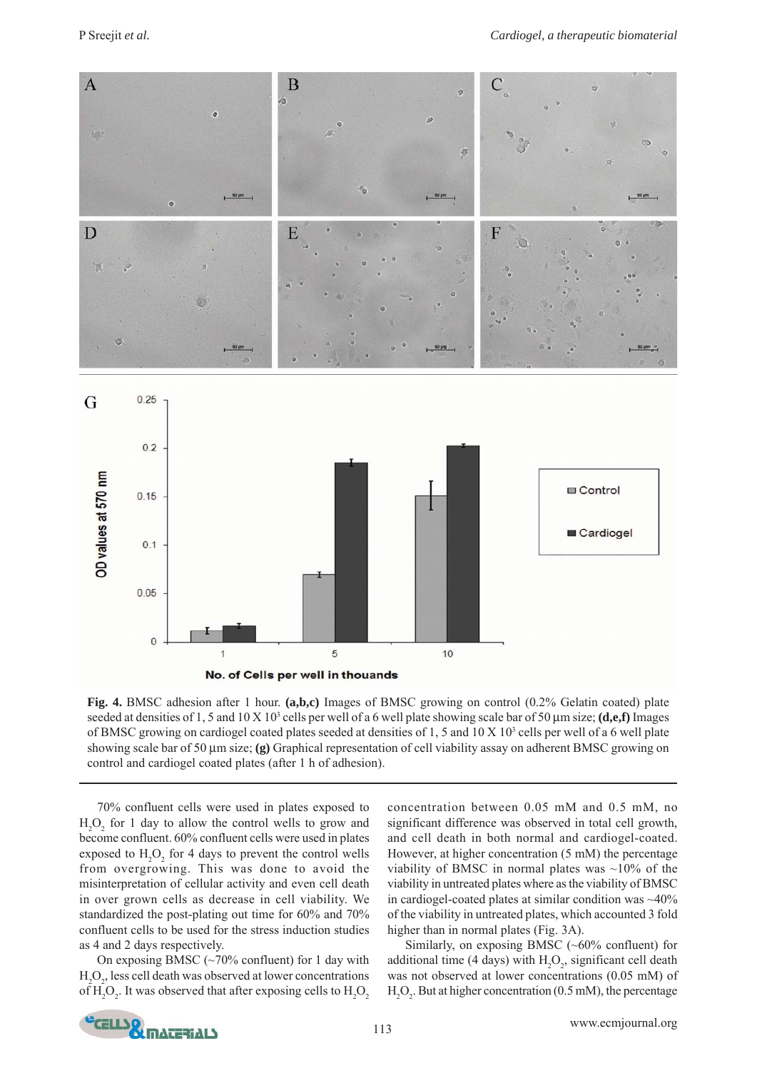**Fig. 4.** BMSC adhesion after 1 hour. **(a,b,c)** Images of BMSC growing on control (0.2% Gelatin coated) plate seeded at densities of 1, 5 and 10 X $10^3$ cells per well of a 6 well plate showing scale bar of 50 µm size; **(d,e,f)** Images of BMSC growing on cardiogel coated plates seeded at densities of 1, 5 and 10 X $10^3$ cells per well of a 6 well plate showing scale bar of 50 µm size; **(g)** Graphical representation of cell viability assay on adherent BMSC growing on control and cardiogel coated plates (after 1 h of adhesion).

70% confluent cells were used in plates exposed to $H_2O_2$ for 1 day to allow the control wells to grow and become confluent. 60% confluent cells were used in plates exposed to $H_2O_2$ for 4 days to prevent the control wells from overgrowing. This was done to avoid the misinterpretation of cellular activity and even cell death in over grown cells as decrease in cell viability. We standardized the post-plating out time for 60% and 70% confluent cells to be used for the stress induction studies as 4 and 2 days respectively.

On exposing BMSC (~70% confluent) for 1 day with $H_2O_2$, less cell death was observed at lower concentrations of $H_2O_2$. It was observed that after exposing cells to $H_2O_2$ concentration between 0.05 mM and 0.5 mM, no significant difference was observed in total cell growth, and cell death in both normal and cardiogel-coated. However, at higher concentration (5 mM) the percentage viability of BMSC in normal plates was ~10% of the viability in untreated plates where as the viability of BMSC in cardiogel-coated plates at similar condition was ~40% of the viability in untreated plates, which accounted 3 fold higher than in normal plates (Fig. 3A).

Similarly, on exposing BMSC (~60% confluent) for additional time (4 days) with $H_2O_2$, significant cell death was not observed at lower concentrations (0.05 mM) of $H_2O_2$. But at higher concentration (0.5 mM), the percentage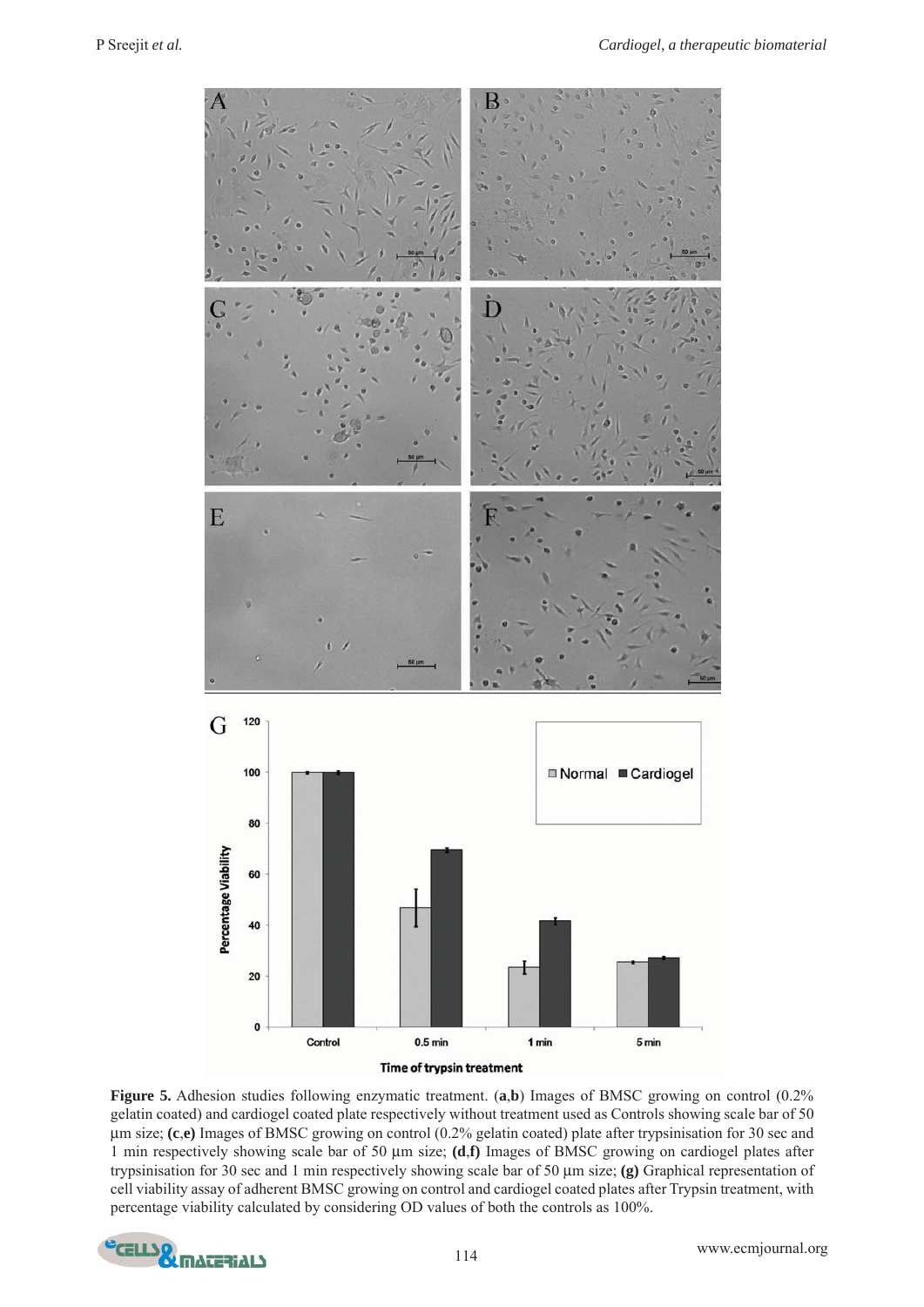**Figure 5.** Adhesion studies following enzymatic treatment. (**a**,**b**) Images of BMSC growing on control (0.2% gelatin coated) and cardiogel coated plate respectively without treatment used as Controls showing scale bar of 50 µm size; **(c**,**e)** Images of BMSC growing on control (0.2% gelatin coated) plate after trypsinisation for 30 sec and 1 min respectively showing scale bar of 50 µm size; **(d**,**f)** Images of BMSC growing on cardiogel plates after trypsinisation for 30 sec and 1 min respectively showing scale bar of 50 µm size; **(g)** Graphical representation of cell viability assay of adherent BMSC growing on control and cardiogel coated plates after Trypsin treatment, with percentage viability calculated by considering OD values of both the controls as 100%.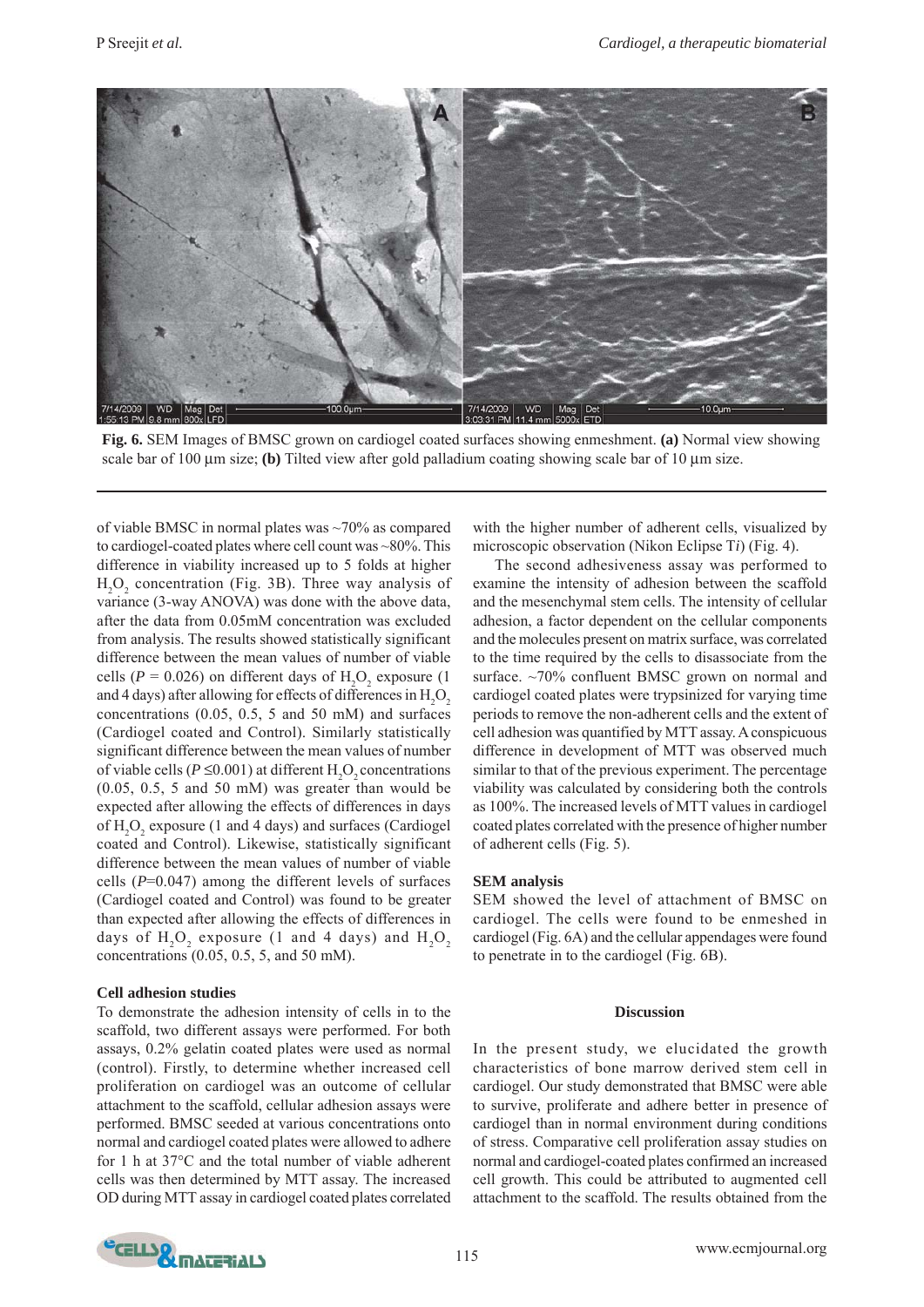**Fig. 6.** SEM Images of BMSC grown on cardiogel coated surfaces showing enmeshment. **(a)** Normal view showing scale bar of 100 µm size; **(b)** Tilted view after gold palladium coating showing scale bar of 10 µm size.

of viable BMSC in normal plates was ~70% as compared to cardiogel-coated plates where cell count was ~80%. This difference in viability increased up to 5 folds at higher $H_2O_2$ concentration (Fig. 3B). Three way analysis of variance (3-way ANOVA) was done with the above data, after the data from 0.05mM concentration was excluded from analysis. The results showed statistically significant difference between the mean values of number of viable cells ($P = 0.026$) on different days of $H_2O_2$ exposure (1 and 4 days) after allowing for effects of differences in $H_2O_2$ concentrations (0.05, 0.5, 5 and 50 mM) and surfaces (Cardiogel coated and Control). Similarly statistically significant difference between the mean values of number of viable cells ($P \leq 0.001$) at different $H_2O_2$ concentrations (0.05, 0.5, 5 and 50 mM) was greater than would be expected after allowing the effects of differences in days of $H_2O_2$ exposure (1 and 4 days) and surfaces (Cardiogel coated and Control). Likewise, statistically significant difference between the mean values of number of viable cells ($P=0.047$) among the different levels of surfaces (Cardiogel coated and Control) was found to be greater than expected after allowing the effects of differences in days of $H_2O_2$ exposure (1 and 4 days) and $H_2O_2$ concentrations (0.05, 0.5, 5, and 50 mM).

**Cell adhesion studies**

To demonstrate the adhesion intensity of cells in to the scaffold, two different assays were performed. For both assays, 0.2% gelatin coated plates were used as normal (control). Firstly, to determine whether increased cell proliferation on cardiogel was an outcome of cellular attachment to the scaffold, cellular adhesion assays were performed. BMSC seeded at various concentrations onto normal and cardiogel coated plates were allowed to adhere for 1 h at 37°C and the total number of viable adherent cells was then determined by MTT assay. The increased OD during MTT assay in cardiogel coated plates correlated with the higher number of adherent cells, visualized by microscopic observation (Nikon Eclipse T*i*) (Fig. 4).

The second adhesiveness assay was performed to examine the intensity of adhesion between the scaffold and the mesenchymal stem cells. The intensity of cellular adhesion, a factor dependent on the cellular components and the molecules present on matrix surface, was correlated to the time required by the cells to disassociate from the surface. ~70% confluent BMSC grown on normal and cardiogel coated plates were trypsinized for varying time periods to remove the non-adherent cells and the extent of cell adhesion was quantified by MTT assay. A conspicuous difference in development of MTT was observed much similar to that of the previous experiment. The percentage viability was calculated by considering both the controls as 100%. The increased levels of MTT values in cardiogel coated plates correlated with the presence of higher number of adherent cells (Fig. 5).

**SEM analysis**

SEM showed the level of attachment of BMSC on cardiogel. The cells were found to be enmeshed in cardiogel (Fig. 6A) and the cellular appendages were found to penetrate in to the cardiogel (Fig. 6B).

## Discussion

In the present study, we elucidated the growth characteristics of bone marrow derived stem cell in cardiogel. Our study demonstrated that BMSC were able to survive, proliferate and adhere better in presence of cardiogel than in normal environment during conditions of stress. Comparative cell proliferation assay studies on normal and cardiogel-coated plates confirmed an increased cell growth. This could be attributed to augmented cell attachment to the scaffold. The results obtained from the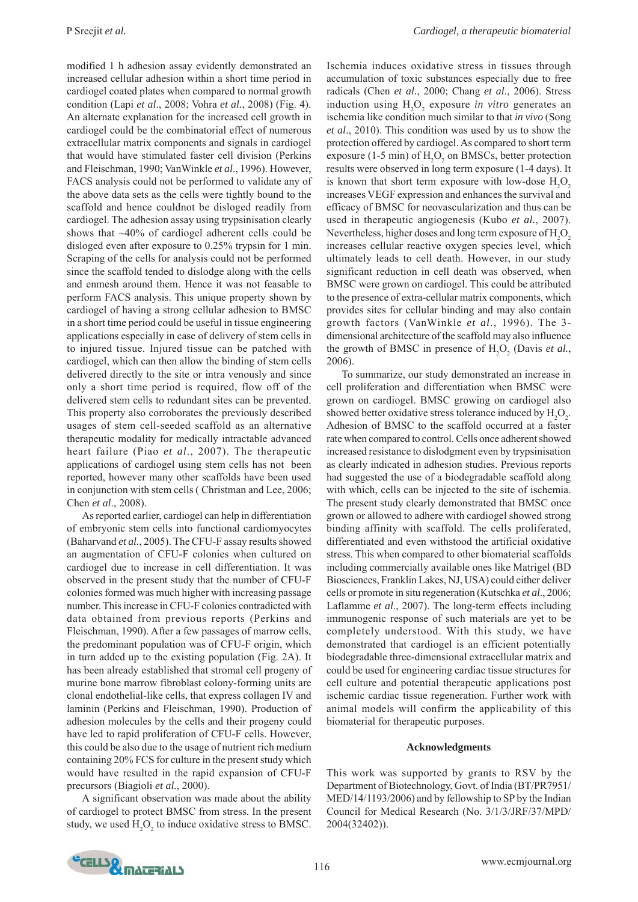modified 1 h adhesion assay evidently demonstrated an increased cellular adhesion within a short time period in cardiogel coated plates when compared to normal growth condition (Lapi *et al*., 2008; Vohra *et al.*, 2008) (Fig. 4). An alternate explanation for the increased cell growth in cardiogel could be the combinatorial effect of numerous extracellular matrix components and signals in cardiogel that would have stimulated faster cell division (Perkins and Fleischman, 1990; VanWinkle *et al*., 1996). However, FACS analysis could not be performed to validate any of the above data sets as the cells were tightly bound to the scaffold and hence couldnot be disloged readily from cardiogel. The adhesion assay using trypsinisation clearly shows that ~40% of cardiogel adherent cells could be disloged even after exposure to 0.25% trypsin for 1 min. Scraping of the cells for analysis could not be performed since the scaffold tended to dislodge along with the cells and enmesh around them. Hence it was not feasable to perform FACS analysis. This unique property shown by cardiogel of having a strong cellular adhesion to BMSC in a short time period could be useful in tissue engineering applications especially in case of delivery of stem cells in to injured tissue. Injured tissue can be patched with cardiogel, which can then allow the binding of stem cells delivered directly to the site or intra venously and since only a short time period is required, flow off of the delivered stem cells to redundant sites can be prevented. This property also corroborates the previously described usages of stem cell-seeded scaffold as an alternative therapeutic modality for medically intractable advanced heart failure (Piao *et al*., 2007). The therapeutic applications of cardiogel using stem cells has not been reported, however many other scaffolds have been used in conjunction with stem cells ( Christman and Lee, 2006; Chen *et al*., 2008).

As reported earlier, cardiogel can help in differentiation of embryonic stem cells into functional cardiomyocytes (Baharvand *et al.*, 2005). The CFU-F assay results showed an augmentation of CFU-F colonies when cultured on cardiogel due to increase in cell differentiation. It was observed in the present study that the number of CFU-F colonies formed was much higher with increasing passage number. This increase in CFU-F colonies contradicted with data obtained from previous reports (Perkins and Fleischman, 1990). After a few passages of marrow cells, the predominant population was of CFU-F origin, which in turn added up to the existing population (Fig. 2A). It has been already established that stromal cell progeny of murine bone marrow fibroblast colony-forming units are clonal endothelial-like cells, that express collagen IV and laminin (Perkins and Fleischman, 1990). Production of adhesion molecules by the cells and their progeny could have led to rapid proliferation of CFU-F cells. However, this could be also due to the usage of nutrient rich medium containing 20% FCS for culture in the present study which would have resulted in the rapid expansion of CFU-F precursors (Biagioli *et al.*, 2000).

A significant observation was made about the ability of cardiogel to protect BMSC from stress. In the present study, we used $H_2O_2$ to induce oxidative stress to BMSC. Ischemia induces oxidative stress in tissues through accumulation of toxic substances especially due to free radicals (Chen *et al.*, 2000; Chang *et al*., 2006). Stress induction using $H_2O_2$ exposure *in vitro* generates an ischemia like condition much similar to that *in vivo* (Song *et al*., 2010). This condition was used by us to show the protection offered by cardiogel. As compared to short term exposure (1-5 min) of $H_2O_2$ on BMSCs, better protection results were observed in long term exposure (1-4 days). It is known that short term exposure with low-dose $H_2O_2$ increases VEGF expression and enhances the survival and efficacy of BMSC for neovascularization and thus can be used in therapeutic angiogenesis (Kubo *et al.*, 2007). Nevertheless, higher doses and long term exposure of $H_2O_2$ increases cellular reactive oxygen species level, which ultimately leads to cell death. However, in our study significant reduction in cell death was observed, when BMSC were grown on cardiogel. This could be attributed to the presence of extra-cellular matrix components, which provides sites for cellular binding and may also contain growth factors (VanWinkle *et al*., 1996). The 3-dimensional architecture of the scaffold may also influence the growth of BMSC in presence of $H_2O_2$ (Davis *et al.*, 2006).

To summarize, our study demonstrated an increase in cell proliferation and differentiation when BMSC were grown on cardiogel. BMSC growing on cardiogel also showed better oxidative stress tolerance induced by $H_2O_2$. Adhesion of BMSC to the scaffold occurred at a faster rate when compared to control. Cells once adherent showed increased resistance to dislodgment even by trypsinisation as clearly indicated in adhesion studies. Previous reports had suggested the use of a biodegradable scaffold along with which, cells can be injected to the site of ischemia. The present study clearly demonstrated that BMSC once grown or allowed to adhere with cardiogel showed strong binding affinity with scaffold. The cells proliferated, differentiated and even withstood the artificial oxidative stress. This when compared to other biomaterial scaffolds including commercially available ones like Matrigel (BD Biosciences, Franklin Lakes, NJ, USA) could either deliver cells or promote in situ regeneration (Kutschka *et al*., 2006; Laflamme *et al*., 2007). The long-term effects including immunogenic response of such materials are yet to be completely understood. With this study, we have demonstrated that cardiogel is an efficient potentially biodegradable three-dimensional extracellular matrix and could be used for engineering cardiac tissue structures for cell culture and potential therapeutic applications post ischemic cardiac tissue regeneration. Further work with animal models will confirm the applicability of this biomaterial for therapeutic purposes.

### Acknowledgments

This work was supported by grants to RSV by the Department of Biotechnology, Govt. of India (BT/PR7951/MED/14/1193/2006) and by fellowship to SP by the Indian Council for Medical Research (No. 3/1/3/JRF/37/MPD/2004(32402)).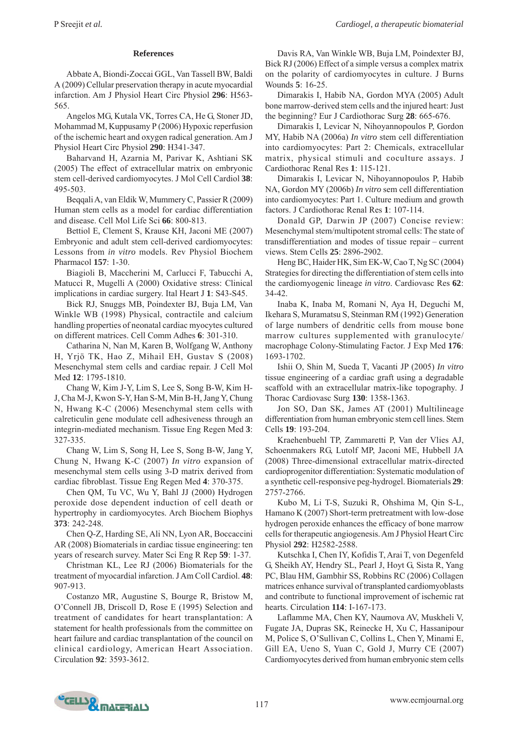## References

Abbate A, Biondi-Zoccai GGL, Van Tassell BW, Baldi A (2009) Cellular preservation therapy in acute myocardial infarction. Am J Physiol Heart Circ Physiol **296**: H563-565.

Angelos MG, Kutala VK, Torres CA, He G, Stoner JD, Mohammad M, Kuppusamy P (2006) Hypoxic reperfusion of the ischemic heart and oxygen radical generation. Am J Physiol Heart Circ Physiol **290**: H341-347.

Baharvand H, Azarnia M, Parivar K, Ashtiani SK (2005) The effect of extracellular matrix on embryonic stem cell-derived cardiomyocytes. J Mol Cell Cardiol **38**: 495-503.

Beqqali A, van Eldik W, Mummery C, Passier R (2009) Human stem cells as a model for cardiac differentiation and disease. Cell Mol Life Sci **66**: 800-813.

Bettiol E, Clement S, Krause KH, Jaconi ME (2007) Embryonic and adult stem cell-derived cardiomyocytes: Lessons from *in vitro* models. Rev Physiol Biochem Pharmacol **157**: 1-30.

Biagioli B, Maccherini M, Carlucci F, Tabucchi A, Matucci R, Mugelli A (2000) Oxidative stress: Clinical implications in cardiac surgery. Ital Heart J **1**: S43-S45.

Bick RJ, Snuggs MB, Poindexter BJ, Buja LM, Van Winkle WB (1998) Physical, contractile and calcium handling properties of neonatal cardiac myocytes cultured on different matrices. Cell Comm Adhes **6**: 301-310.

Catharina N, Nan M, Karen B, Wolfgang W, Anthony H, Yrjö TK, Hao Z, Mihail EH, Gustav S (2008) Mesenchymal stem cells and cardiac repair. J Cell Mol Med **12**: 1795-1810.

Chang W, Kim J-Y, Lim S, Lee S, Song B-W, Kim H-J, Cha M-J, Kwon S-Y, Han S-M, Min B-H, Jang Y, Chung N, Hwang K-C (2006) Mesenchymal stem cells with calreticulin gene modulate cell adhesiveness through an integrin-mediated mechanism. Tissue Eng Regen Med **3**: 327-335.

Chang W, Lim S, Song H, Lee S, Song B-W, Jang Y, Chung N, Hwang K-C (2007) *In vitro* expansion of mesenchymal stem cells using 3-D matrix derived from cardiac fibroblast. Tissue Eng Regen Med **4**: 370-375.

Chen QM, Tu VC, Wu Y, Bahl JJ (2000) Hydrogen peroxide dose dependent induction of cell death or hypertrophy in cardiomyocytes. Arch Biochem Biophys **373**: 242-248.

Chen Q-Z, Harding SE, Ali NN, Lyon AR, Boccaccini AR (2008) Biomaterials in cardiac tissue engineering: ten years of research survey. Mater Sci Eng R Rep **59**: 1-37.

Christman KL, Lee RJ (2006) Biomaterials for the treatment of myocardial infarction. J Am Coll Cardiol. **48**: 907-913.

Costanzo MR, Augustine S, Bourge R, Bristow M, O'Connell JB, Driscoll D, Rose E (1995) Selection and treatment of candidates for heart transplantation: A statement for health professionals from the committee on heart failure and cardiac transplantation of the council on clinical cardiology, American Heart Association. Circulation **92**: 3593-3612.

Davis RA, Van Winkle WB, Buja LM, Poindexter BJ, Bick RJ (2006) Effect of a simple versus a complex matrix on the polarity of cardiomyocytes in culture. J Burns Wounds **5**: 16-25.

Dimarakis I, Habib NA, Gordon MYA (2005) Adult bone marrow-derived stem cells and the injured heart: Just the beginning? Eur J Cardiothorac Surg **28**: 665-676.

Dimarakis I, Levicar N, Nihoyannopoulos P, Gordon MY, Habib NA (2006a) *In vitro* stem cell differentiation into cardiomyocytes: Part 2: Chemicals, extracellular matrix, physical stimuli and coculture assays. J Cardiothorac Renal Res **1**: 115-121.

Dimarakis I, Levicar N, Nihoyannopoulos P, Habib NA, Gordon MY (2006b) *In vitro* sem cell differentiation into cardiomyocytes: Part 1. Culture medium and growth factors. J Cardiothorac Renal Res **1**: 107-114.

Donald GP, Darwin JP (2007) Concise review: Mesenchymal stem/multipotent stromal cells: The state of transdifferentiation and modes of tissue repair – current views. Stem Cells **25**: 2896-2902.

Heng BC, Haider HK, Sim EK-W, Cao T, Ng SC (2004) Strategies for directing the differentiation of stem cells into the cardiomyogenic lineage *in vitro*. Cardiovasc Res **62**: 34-42.

Inaba K, Inaba M, Romani N, Aya H, Deguchi M, Ikehara S, Muramatsu S, Steinman RM (1992) Generation of large numbers of dendritic cells from mouse bone marrow cultures supplemented with granulocyte/macrophage Colony-Stimulating Factor. J Exp Med **176**: 1693-1702.

Ishii O, Shin M, Sueda T, Vacanti JP (2005) *In vitro* tissue engineering of a cardiac graft using a degradable scaffold with an extracellular matrix-like topography. J Thorac Cardiovasc Surg **130**: 1358-1363.

Jon SO, Dan SK, James AT (2001) Multilineage differentiation from human embryonic stem cell lines. Stem Cells **19**: 193-204.

Kraehenbuehl TP, Zammaretti P, Van der Vlies AJ, Schoenmakers RG, Lutolf MP, Jaconi ME, Hubbell JA (2008) Three-dimensional extracellular matrix-directed cardioprogenitor differentiation: Systematic modulation of a synthetic cell-responsive peg-hydrogel. Biomaterials **29**: 2757-2766.

Kubo M, Li T-S, Suzuki R, Ohshima M, Qin S-L, Hamano K (2007) Short-term pretreatment with low-dose hydrogen peroxide enhances the efficacy of bone marrow cells for therapeutic angiogenesis. Am J Physiol Heart Circ Physiol **292**: H2582-2588.

Kutschka I, Chen IY, Kofidis T, Arai T, von Degenfeld G, Sheikh AY, Hendry SL, Pearl J, Hoyt G, Sista R, Yang PC, Blau HM, Gambhir SS, Robbins RC (2006) Collagen matrices enhance survival of transplanted cardiomyoblasts and contribute to functional improvement of ischemic rat hearts. Circulation **114**: I-167-173.

Laflamme MA, Chen KY, Naumova AV, Muskheli V, Fugate JA, Dupras SK, Reinecke H, Xu C, Hassanipour M, Police S, O'Sullivan C, Collins L, Chen Y, Minami E, Gill EA, Ueno S, Yuan C, Gold J, Murry CE (2007) Cardiomyocytes derived from human embryonic stem cells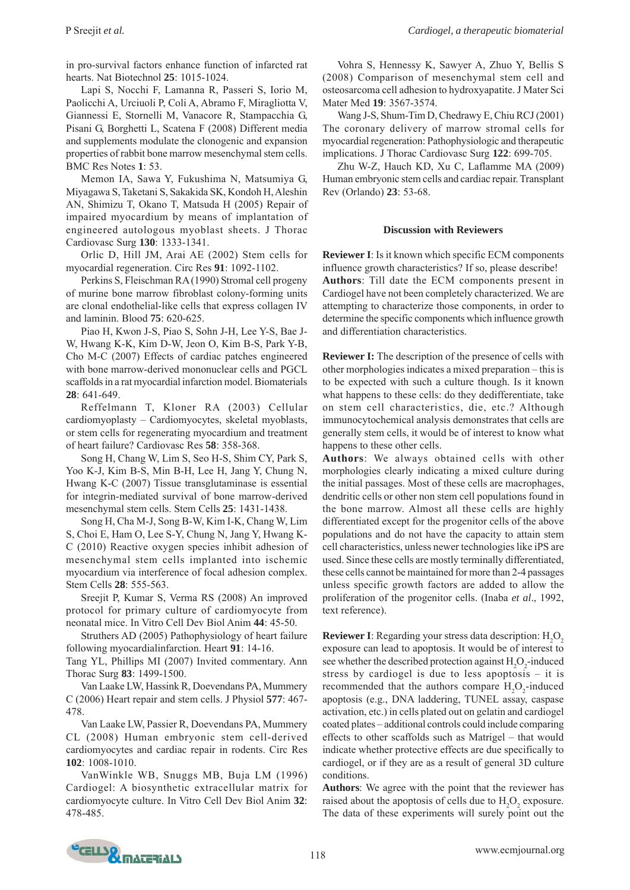in pro-survival factors enhance function of infarcted rat hearts. Nat Biotechnol **25**: 1015-1024.

Lapi S, Nocchi F, Lamanna R, Passeri S, Iorio M, Paolicchi A, Urciuoli P, Coli A, Abramo F, Miragliotta V, Giannessi E, Stornelli M, Vanacore R, Stampacchia G, Pisani G, Borghetti L, Scatena F (2008) Different media and supplements modulate the clonogenic and expansion properties of rabbit bone marrow mesenchymal stem cells. BMC Res Notes **1**: 53.

Memon IA, Sawa Y, Fukushima N, Matsumiya G, Miyagawa S, Taketani S, Sakakida SK, Kondoh H, Aleshin AN, Shimizu T, Okano T, Matsuda H (2005) Repair of impaired myocardium by means of implantation of engineered autologous myoblast sheets. J Thorac Cardiovasc Surg **130**: 1333-1341.

Orlic D, Hill JM, Arai AE (2002) Stem cells for myocardial regeneration. Circ Res **91**: 1092-1102.

Perkins S, Fleischman RA (1990) Stromal cell progeny of murine bone marrow fibroblast colony-forming units are clonal endothelial-like cells that express collagen IV and laminin. Blood **75**: 620-625.

Piao H, Kwon J-S, Piao S, Sohn J-H, Lee Y-S, Bae J-W, Hwang K-K, Kim D-W, Jeon O, Kim B-S, Park Y-B, Cho M-C (2007) Effects of cardiac patches engineered with bone marrow-derived mononuclear cells and PGCL scaffolds in a rat myocardial infarction model. Biomaterials **28**: 641-649.

Reffelmann T, Kloner RA (2003) Cellular cardiomyoplasty – Cardiomyocytes, skeletal myoblasts, or stem cells for regenerating myocardium and treatment of heart failure? Cardiovasc Res **58**: 358-368.

Song H, Chang W, Lim S, Seo H-S, Shim CY, Park S, Yoo K-J, Kim B-S, Min B-H, Lee H, Jang Y, Chung N, Hwang K-C (2007) Tissue transglutaminase is essential for integrin-mediated survival of bone marrow-derived mesenchymal stem cells. Stem Cells **25**: 1431-1438.

Song H, Cha M-J, Song B-W, Kim I-K, Chang W, Lim S, Choi E, Ham O, Lee S-Y, Chung N, Jang Y, Hwang K-C (2010) Reactive oxygen species inhibit adhesion of mesenchymal stem cells implanted into ischemic myocardium via interference of focal adhesion complex. Stem Cells **28**: 555-563.

Sreejit P, Kumar S, Verma RS (2008) An improved protocol for primary culture of cardiomyocyte from neonatal mice. In Vitro Cell Dev Biol Anim **44**: 45-50.

Struthers AD (2005) Pathophysiology of heart failure following myocardialinfarction. Heart **91**: 14-16.

Tang YL, Phillips MI (2007) Invited commentary. Ann Thorac Surg **83**: 1499-1500.

Van Laake LW, Hassink R, Doevendans PA, Mummery C (2006) Heart repair and stem cells. J Physiol **577**: 467-478.

Van Laake LW, Passier R, Doevendans PA, Mummery CL (2008) Human embryonic stem cell-derived cardiomyocytes and cardiac repair in rodents. Circ Res **102**: 1008-1010.

VanWinkle WB, Snuggs MB, Buja LM (1996) Cardiogel: A biosynthetic extracellular matrix for cardiomyocyte culture. In Vitro Cell Dev Biol Anim **32**: 478-485.

Vohra S, Hennessy K, Sawyer A, Zhuo Y, Bellis S (2008) Comparison of mesenchymal stem cell and osteosarcoma cell adhesion to hydroxyapatite. J Mater Sci Mater Med **19**: 3567-3574.

Wang J-S, Shum-Tim D, Chedrawy E, Chiu RCJ (2001) The coronary delivery of marrow stromal cells for myocardial regeneration: Pathophysiologic and therapeutic implications. J Thorac Cardiovasc Surg **122**: 699-705.

Zhu W-Z, Hauch KD, Xu C, Laflamme MA (2009) Human embryonic stem cells and cardiac repair. Transplant Rev (Orlando) **23**: 53-68.

## Discussion with Reviewers

**Reviewer I**: Is it known which specific ECM components influence growth characteristics? If so, please describe!

**Authors**: Till date the ECM components present in Cardiogel have not been completely characterized. We are attempting to characterize those components, in order to determine the specific components which influence growth and differentiation characteristics.

**Reviewer I:** The description of the presence of cells with other morphologies indicates a mixed preparation – this is to be expected with such a culture though. Is it known what happens to these cells: do they dedifferentiate, take on stem cell characteristics, die, etc.? Although immunocytochemical analysis demonstrates that cells are generally stem cells, it would be of interest to know what happens to these other cells.

**Authors**: We always obtained cells with other morphologies clearly indicating a mixed culture during the initial passages. Most of these cells are macrophages, dendritic cells or other non stem cell populations found in the bone marrow. Almost all these cells are highly differentiated except for the progenitor cells of the above populations and do not have the capacity to attain stem cell characteristics, unless newer technologies like iPS are used. Since these cells are mostly terminally differentiated, these cells cannot be maintained for more than 2-4 passages unless specific growth factors are added to allow the proliferation of the progenitor cells. (Inaba *et al*., 1992, text reference).

**Reviewer I**: Regarding your stress data description: $H_2O_2$ exposure can lead to apoptosis. It would be of interest to see whether the described protection against $H_2O_2$-induced stress by cardiogel is due to less apoptosis – it is recommended that the authors compare $H_2O_2$-induced apoptosis (e.g., DNA laddering, TUNEL assay, caspase activation, etc.) in cells plated out on gelatin and cardiogel coated plates – additional controls could include comparing effects to other scaffolds such as Matrigel – that would indicate whether protective effects are due specifically to cardiogel, or if they are as a result of general 3D culture conditions.

**Authors**: We agree with the point that the reviewer has raised about the apoptosis of cells due to $H_2O_2$ exposure. The data of these experiments will surely point out the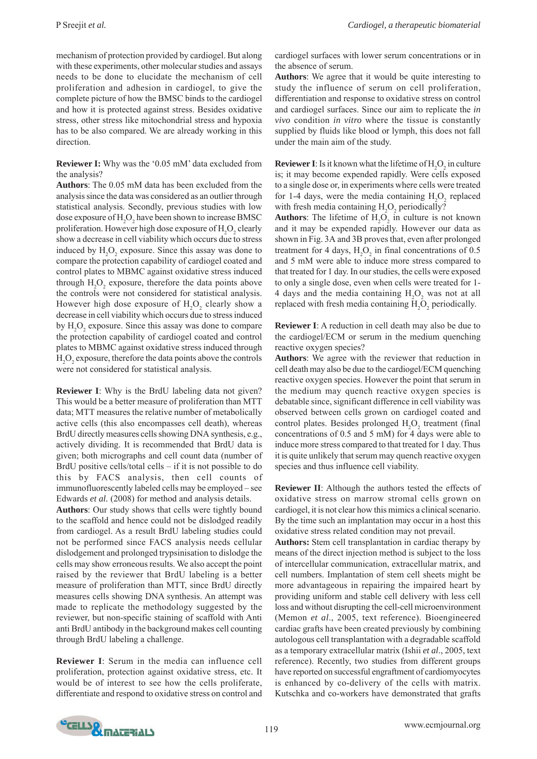mechanism of protection provided by cardiogel. But along with these experiments, other molecular studies and assays needs to be done to elucidate the mechanism of cell proliferation and adhesion in cardiogel, to give the complete picture of how the BMSC binds to the cardiogel and how it is protected against stress. Besides oxidative stress, other stress like mitochondrial stress and hypoxia has to be also compared. We are already working in this direction.

**Reviewer I:** Why was the '0.05 mM' data excluded from the analysis?

**Authors**: The 0.05 mM data has been excluded from the analysis since the data was considered as an outlier through statistical analysis. Secondly, previous studies with low dose exposure of $H_2O_2$ have been shown to increase BMSC proliferation. However high dose exposure of $H_2O_2$ clearly show a decrease in cell viability which occurs due to stress induced by $H_2O_2$ exposure. Since this assay was done to compare the protection capability of cardiogel coated and control plates to MBMC against oxidative stress induced through $H_2O_2$ exposure, therefore the data points above the controls were not considered for statistical analysis. However high dose exposure of $H_2O_2$ clearly show a decrease in cell viability which occurs due to stress induced by $H_2O_2$ exposure. Since this assay was done to compare the protection capability of cardiogel coated and control plates to MBMC against oxidative stress induced through $H_2O_2$ exposure, therefore the data points above the controls were not considered for statistical analysis.

**Reviewer I**: Why is the BrdU labeling data not given? This would be a better measure of proliferation than MTT data; MTT measures the relative number of metabolically active cells (this also encompasses cell death), whereas BrdU directly measures cells showing DNA synthesis, e.g., actively dividing. It is recommended that BrdU data is given; both micrographs and cell count data (number of BrdU positive cells/total cells – if it is not possible to do this by FACS analysis, then cell counts of immunofluorescently labeled cells may be employed – see Edwards *et al.* (2008) for method and analysis details.

**Authors**: Our study shows that cells were tightly bound to the scaffold and hence could not be dislodged readily from cardiogel. As a result BrdU labeling studies could not be performed since FACS analysis needs cellular dislodgement and prolonged trypsinisation to dislodge the cells may show erroneous results. We also accept the point raised by the reviewer that BrdU labeling is a better measure of proliferation than MTT, since BrdU directly measures cells showing DNA synthesis. An attempt was made to replicate the methodology suggested by the reviewer, but non-specific staining of scaffold with Anti anti BrdU antibody in the background makes cell counting through BrdU labeling a challenge.

**Reviewer I**: Serum in the media can influence cell proliferation, protection against oxidative stress, etc. It would be of interest to see how the cells proliferate, differentiate and respond to oxidative stress on control and cardiogel surfaces with lower serum concentrations or in the absence of serum.

**Authors**: We agree that it would be quite interesting to study the influence of serum on cell proliferation, differentiation and response to oxidative stress on control and cardiogel surfaces. Since our aim to replicate the *in vivo* condition *in vitro* where the tissue is constantly supplied by fluids like blood or lymph, this does not fall under the main aim of the study.

**Reviewer I**: Is it known what the lifetime of $H_2O_2$ in culture is; it may become expended rapidly. Were cells exposed to a single dose or, in experiments where cells were treated for 1-4 days, were the media containing $H_2O_2$ replaced with fresh media containing $H_2O_2$ periodically?

**Authors**: The lifetime of $H_2O_2$ in culture is not known and it may be expended rapidly. However our data as shown in Fig. 3A and 3B proves that, even after prolonged treatment for 4 days, $H_2O_2$ in final concentrations of 0.5 and 5 mM were able to induce more stress compared to that treated for 1 day. In our studies, the cells were exposed to only a single dose, even when cells were treated for 1-4 days and the media containing $H_2O_2$ was not at all replaced with fresh media containing $H_2O_2$ periodically.

**Reviewer I**: A reduction in cell death may also be due to the cardiogel/ECM or serum in the medium quenching reactive oxygen species?

**Authors**: We agree with the reviewer that reduction in cell death may also be due to the cardiogel/ECM quenching reactive oxygen species. However the point that serum in the medium may quench reactive oxygen species is debatable since, significant difference in cell viability was observed between cells grown on cardiogel coated and control plates. Besides prolonged $H_2O_2$ treatment (final concentrations of 0.5 and 5 mM) for 4 days were able to induce more stress compared to that treated for 1 day. Thus it is quite unlikely that serum may quench reactive oxygen species and thus influence cell viability.

**Reviewer II**: Although the authors tested the effects of oxidative stress on marrow stromal cells grown on cardiogel, it is not clear how this mimics a clinical scenario. By the time such an implantation may occur in a host this oxidative stress related condition may not prevail.

**Authors:** Stem cell transplantation in cardiac therapy by means of the direct injection method is subject to the loss of intercellular communication, extracellular matrix, and cell numbers. Implantation of stem cell sheets might be more advantageous in repairing the impaired heart by providing uniform and stable cell delivery with less cell loss and without disrupting the cell-cell microenvironment (Memon *et al*., 2005, text reference). Bioengineered cardiac grafts have been created previously by combining autologous cell transplantation with a degradable scaffold as a temporary extracellular matrix (Ishii *et al*., 2005, text reference). Recently, two studies from different groups have reported on successful engraftment of cardiomyocytes is enhanced by co-delivery of the cells with matrix. Kutschka and co-workers have demonstrated that grafts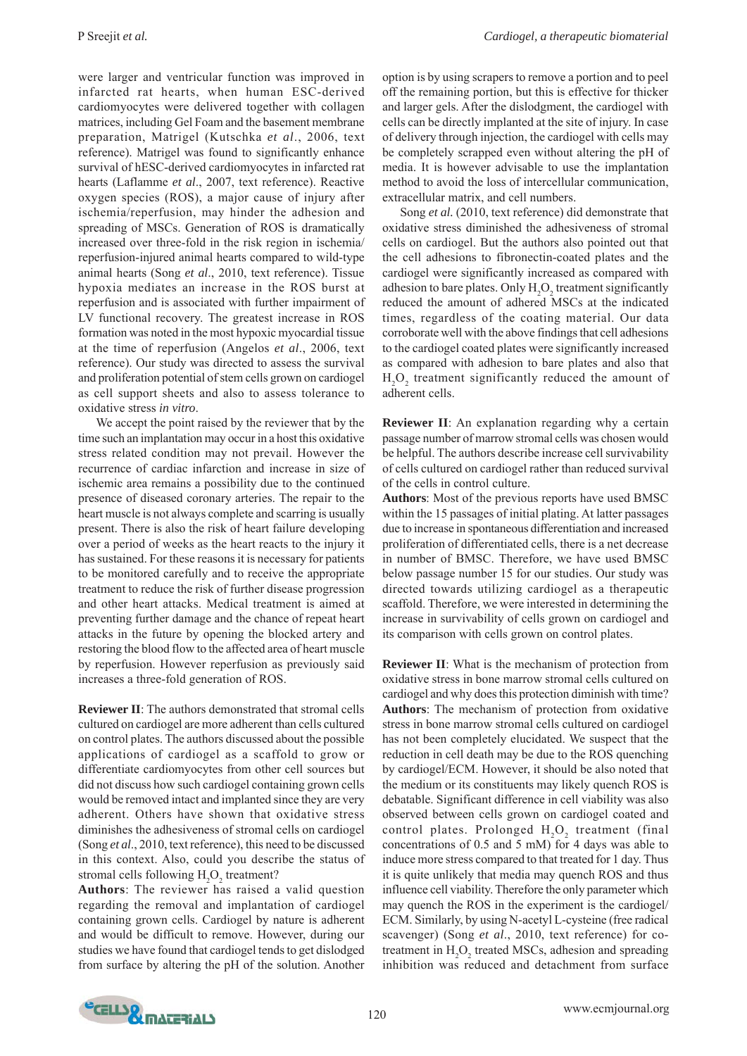were larger and ventricular function was improved in infarcted rat hearts, when human ESC-derived cardiomyocytes were delivered together with collagen matrices, including Gel Foam and the basement membrane preparation, Matrigel (Kutschka *et al*., 2006, text reference). Matrigel was found to significantly enhance survival of hESC-derived cardiomyocytes in infarcted rat hearts (Laflamme *et al*., 2007, text reference). Reactive oxygen species (ROS), a major cause of injury after ischemia/reperfusion, may hinder the adhesion and spreading of MSCs. Generation of ROS is dramatically increased over three-fold in the risk region in ischemia/reperfusion-injured animal hearts compared to wild-type animal hearts (Song *et al*., 2010, text reference). Tissue hypoxia mediates an increase in the ROS burst at reperfusion and is associated with further impairment of LV functional recovery. The greatest increase in ROS formation was noted in the most hypoxic myocardial tissue at the time of reperfusion (Angelos *et al*., 2006, text reference). Our study was directed to assess the survival and proliferation potential of stem cells grown on cardiogel as cell support sheets and also to assess tolerance to oxidative stress *in vitro*.

We accept the point raised by the reviewer that by the time such an implantation may occur in a host this oxidative stress related condition may not prevail. However the recurrence of cardiac infarction and increase in size of ischemic area remains a possibility due to the continued presence of diseased coronary arteries. The repair to the heart muscle is not always complete and scarring is usually present. There is also the risk of heart failure developing over a period of weeks as the heart reacts to the injury it has sustained. For these reasons it is necessary for patients to be monitored carefully and to receive the appropriate treatment to reduce the risk of further disease progression and other heart attacks. Medical treatment is aimed at preventing further damage and the chance of repeat heart attacks in the future by opening the blocked artery and restoring the blood flow to the affected area of heart muscle by reperfusion. However reperfusion as previously said increases a three-fold generation of ROS.

**Reviewer II**: The authors demonstrated that stromal cells cultured on cardiogel are more adherent than cells cultured on control plates. The authors discussed about the possible applications of cardiogel as a scaffold to grow or differentiate cardiomyocytes from other cell sources but did not discuss how such cardiogel containing grown cells would be removed intact and implanted since they are very adherent. Others have shown that oxidative stress diminishes the adhesiveness of stromal cells on cardiogel (Song *et al*., 2010, text reference), this need to be discussed in this context. Also, could you describe the status of stromal cells following $H_2O_2$ treatment?

**Authors**: The reviewer has raised a valid question regarding the removal and implantation of cardiogel containing grown cells. Cardiogel by nature is adherent and would be difficult to remove. However, during our studies we have found that cardiogel tends to get dislodged from surface by altering the pH of the solution. Another option is by using scrapers to remove a portion and to peel off the remaining portion, but this is effective for thicker and larger gels. After the dislodgment, the cardiogel with cells can be directly implanted at the site of injury. In case of delivery through injection, the cardiogel with cells may be completely scrapped even without altering the pH of media. It is however advisable to use the implantation method to avoid the loss of intercellular communication, extracellular matrix, and cell numbers.

Song *et al.* (2010, text reference) did demonstrate that oxidative stress diminished the adhesiveness of stromal cells on cardiogel. But the authors also pointed out that the cell adhesions to fibronectin-coated plates and the cardiogel were significantly increased as compared with adhesion to bare plates. Only $H_2O_2$ treatment significantly reduced the amount of adhered MSCs at the indicated times, regardless of the coating material. Our data corroborate well with the above findings that cell adhesions to the cardiogel coated plates were significantly increased as compared with adhesion to bare plates and also that $H_2O_2$ treatment significantly reduced the amount of adherent cells.

**Reviewer II**: An explanation regarding why a certain passage number of marrow stromal cells was chosen would be helpful. The authors describe increase cell survivability of cells cultured on cardiogel rather than reduced survival of the cells in control culture.

**Authors**: Most of the previous reports have used BMSC within the 15 passages of initial plating. At latter passages due to increase in spontaneous differentiation and increased proliferation of differentiated cells, there is a net decrease in number of BMSC. Therefore, we have used BMSC below passage number 15 for our studies. Our study was directed towards utilizing cardiogel as a therapeutic scaffold. Therefore, we were interested in determining the increase in survivability of cells grown on cardiogel and its comparison with cells grown on control plates.

**Reviewer II**: What is the mechanism of protection from oxidative stress in bone marrow stromal cells cultured on cardiogel and why does this protection diminish with time?

**Authors**: The mechanism of protection from oxidative stress in bone marrow stromal cells cultured on cardiogel has not been completely elucidated. We suspect that the reduction in cell death may be due to the ROS quenching by cardiogel/ECM. However, it should be also noted that the medium or its constituents may likely quench ROS is debatable. Significant difference in cell viability was also observed between cells grown on cardiogel coated and control plates. Prolonged $H_2O_2$ treatment (final concentrations of 0.5 and 5 mM) for 4 days was able to induce more stress compared to that treated for 1 day. Thus it is quite unlikely that media may quench ROS and thus influence cell viability. Therefore the only parameter which may quench the ROS in the experiment is the cardiogel/ECM. Similarly, by using N-acetyl L-cysteine (free radical scavenger) (Song *et al*., 2010, text reference) for co-treatment in $H_2O_2$ treated MSCs, adhesion and spreading inhibition was reduced and detachment from surface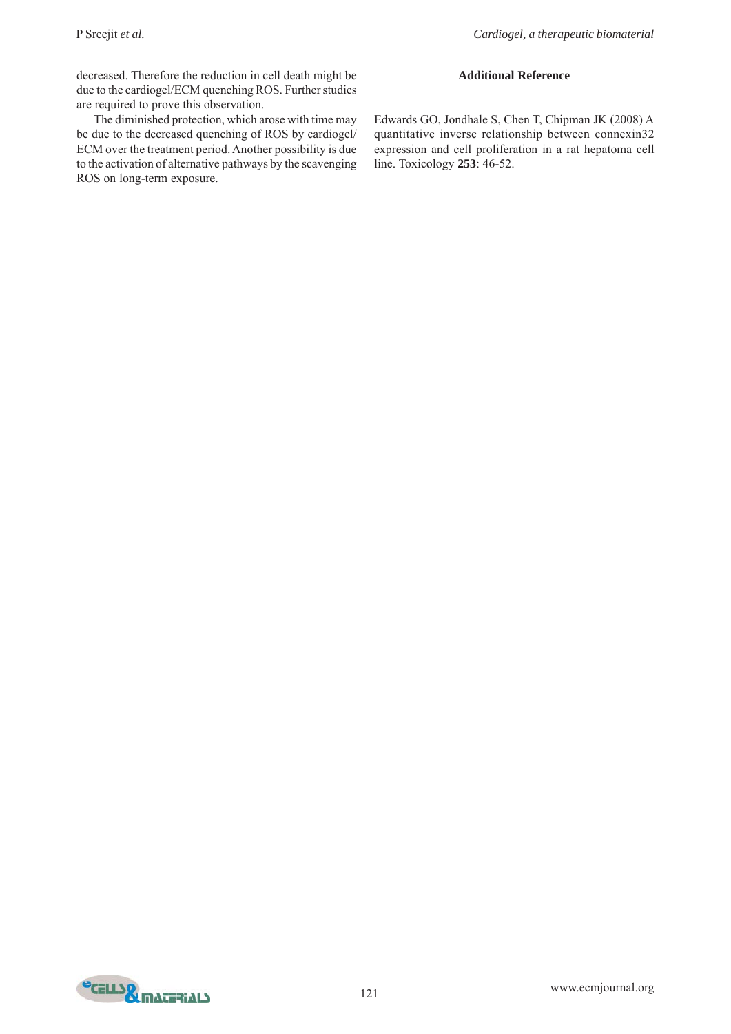decreased. Therefore the reduction in cell death might be due to the cardiogel/ECM quenching ROS. Further studies are required to prove this observation.

The diminished protection, which arose with time may be due to the decreased quenching of ROS by cardiogel/ECM over the treatment period. Another possibility is due to the activation of alternative pathways by the scavenging ROS on long-term exposure.

## Additional Reference

Edwards GO, Jondhale S, Chen T, Chipman JK (2008) A quantitative inverse relationship between connexin32 expression and cell proliferation in a rat hepatoma cell line. Toxicology **253**: 46-52.